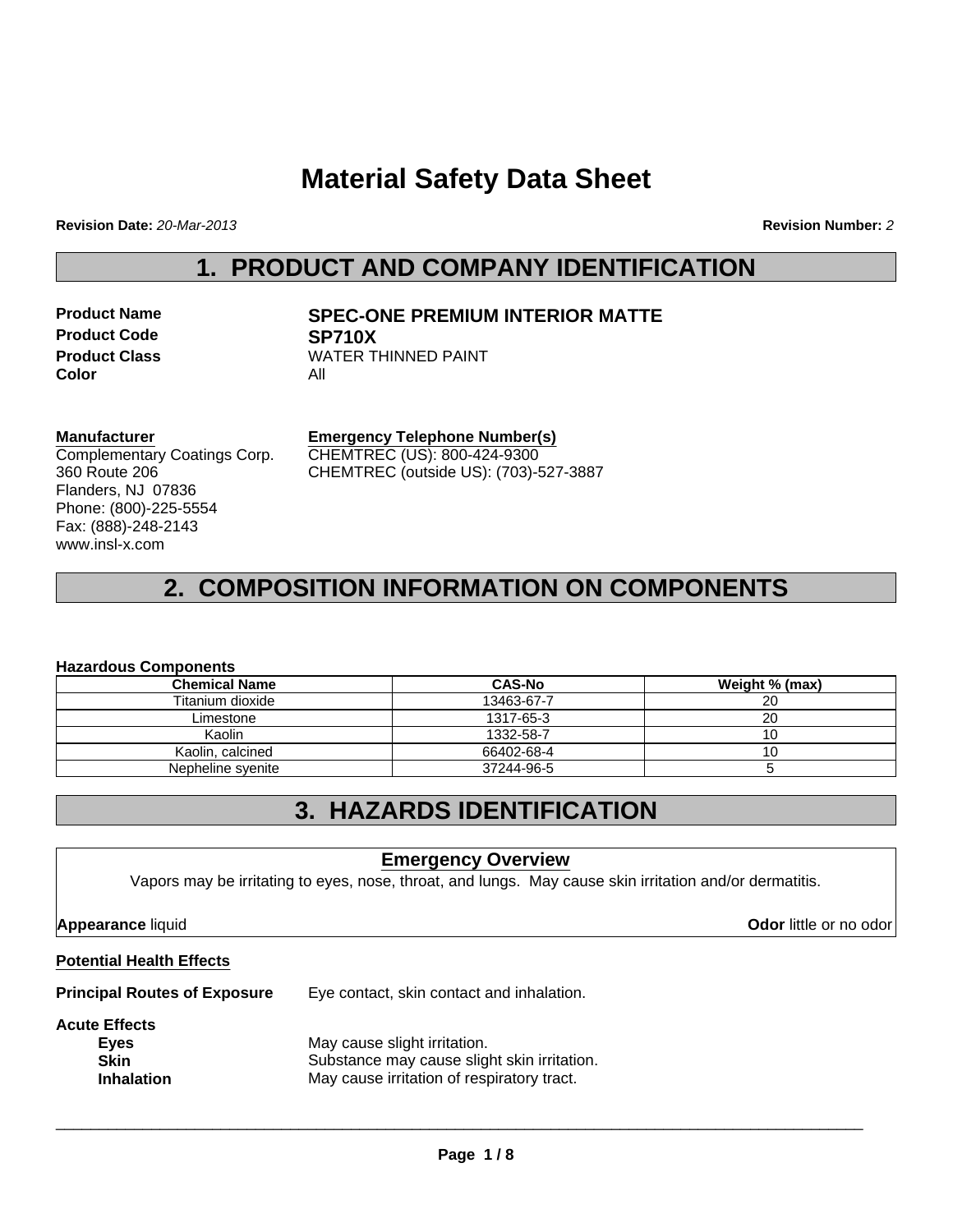# Material Safety Data Sheet

**Revision Date:** *20-Mar-2013* **Revision Number:** *2*

## 1. PRODUCT AND COMPANY IDENTIFICATION

**Product Name** **SPEC-ONE PREMIUM INTERIOR MATTE**
**Product Code** **SP710X**
**Product Class** WATER THINNED PAINT
**Color** All

**Manufacturer**
Complementary Coatings Corp.
360 Route 206
Flanders, NJ 07836
Phone: (800)-225-5554
Fax: (888)-248-2143
www.insl-x.com

**Emergency Telephone Number(s)**
CHEMTREC (US): 800-424-9300
CHEMTREC (outside US): (703)-527-3887

## 2. COMPOSITION INFORMATION ON COMPONENTS

**Hazardous Components**

| Chemical Name | CAS-No | Weight % (max) |
|---|---|---|
| Titanium dioxide | 13463-67-7 | 20 |
| Limestone | 1317-65-3 | 20 |
| Kaolin | 1332-58-7 | 10 |
| Kaolin, calcined | 66402-68-4 | 10 |
| Nepheline syenite | 37244-96-5 | 5 |

## 3. HAZARDS IDENTIFICATION

**Emergency Overview**

Vapors may be irritating to eyes, nose, throat, and lungs. May cause skin irritation and/or dermatitis.

**Appearance** liquid **Odor** little or no odor

**Potential Health Effects**

**Principal Routes of Exposure** Eye contact, skin contact and inhalation.

**Acute Effects**

- **Eyes** May cause slight irritation.
- **Skin** Substance may cause slight skin irritation.
- **Inhalation** May cause irritation of respiratory tract.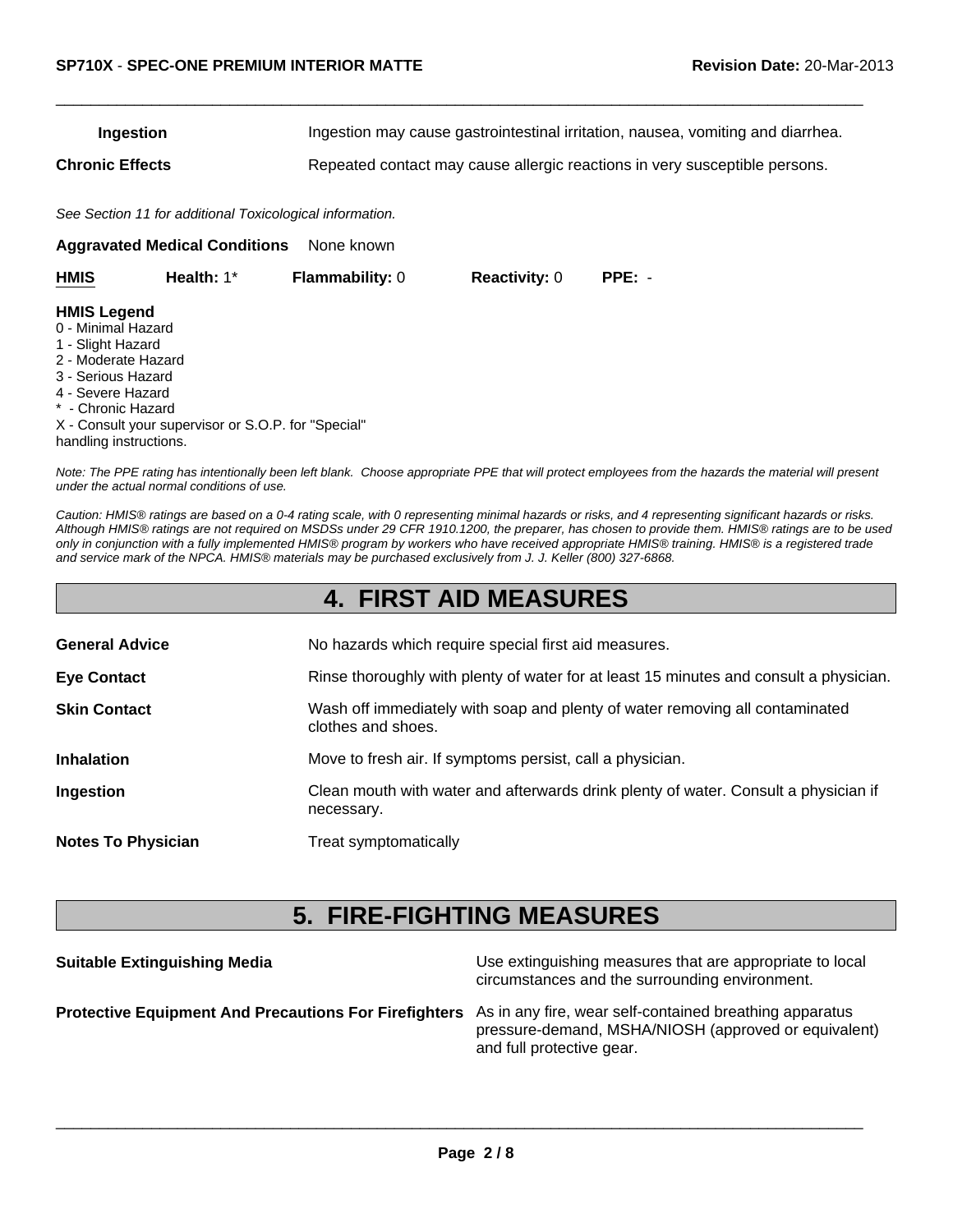| | |
|---|---|
| **Ingestion** | Ingestion may cause gastrointestinal irritation, nausea, vomiting and diarrhea. |
| **Chronic Effects** | Repeated contact may cause allergic reactions in very susceptible persons. |

*See Section 11 for additional Toxicological information.*

**Aggravated Medical Conditions** None known

| **HMIS** | **Health:** 1* | **Flammability:** 0 | **Reactivity:** 0 | **PPE:** - |
|---|---|---|---|---|

**HMIS Legend**
0 - Minimal Hazard
1 - Slight Hazard
2 - Moderate Hazard
3 - Serious Hazard
4 - Severe Hazard
* - Chronic Hazard
X - Consult your supervisor or S.O.P. for "Special" handling instructions.

*Note: The PPE rating has intentionally been left blank. Choose appropriate PPE that will protect employees from the hazards the material will present under the actual normal conditions of use.*

*Caution: HMIS® ratings are based on a 0-4 rating scale, with 0 representing minimal hazards or risks, and 4 representing significant hazards or risks. Although HMIS® ratings are not required on MSDSs under 29 CFR 1910.1200, the preparer, has chosen to provide them. HMIS® ratings are to be used only in conjunction with a fully implemented HMIS® program by workers who have received appropriate HMIS® training. HMIS® is a registered trade and service mark of the NPCA. HMIS® materials may be purchased exclusively from J. J. Keller (800) 327-6868.*

## 4. FIRST AID MEASURES

| | |
|---|---|
| **General Advice** | No hazards which require special first aid measures. |
| **Eye Contact** | Rinse thoroughly with plenty of water for at least 15 minutes and consult a physician. |
| **Skin Contact** | Wash off immediately with soap and plenty of water removing all contaminated clothes and shoes. |
| **Inhalation** | Move to fresh air. If symptoms persist, call a physician. |
| **Ingestion** | Clean mouth with water and afterwards drink plenty of water. Consult a physician if necessary. |
| **Notes To Physician** | Treat symptomatically |

## 5. FIRE-FIGHTING MEASURES

| | |
|---|---|
| **Suitable Extinguishing Media** | Use extinguishing measures that are appropriate to local circumstances and the surrounding environment. |
| **Protective Equipment And Precautions For Firefighters** | As in any fire, wear self-contained breathing apparatus pressure-demand, MSHA/NIOSH (approved or equivalent) and full protective gear. |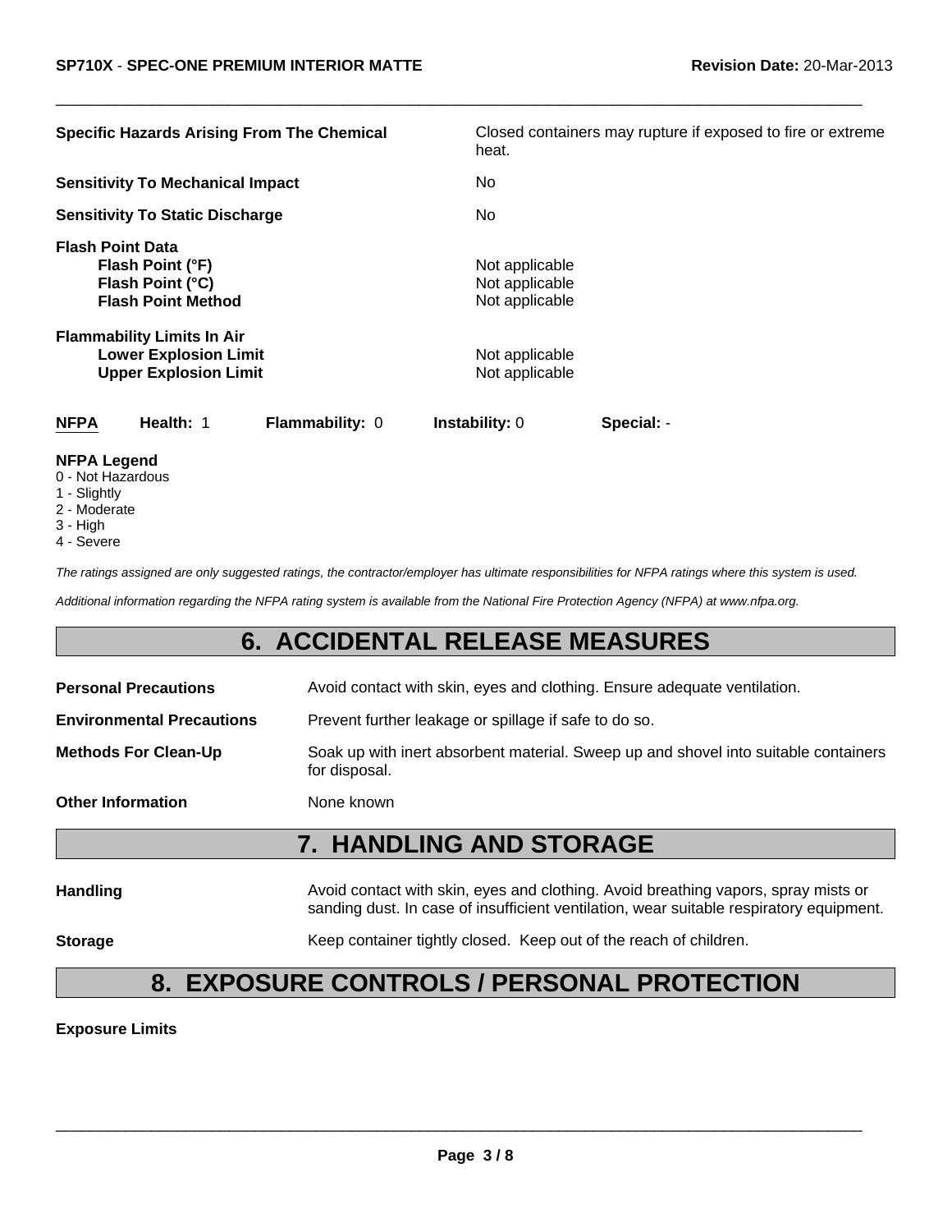| | |
|---|---|
| **Specific Hazards Arising From The Chemical** | Closed containers may rupture if exposed to fire or extreme heat. |
| **Sensitivity To Mechanical Impact** | No |
| **Sensitivity To Static Discharge** | No |

**Flash Point Data**

| | |
|---|---|
| **Flash Point (°F)** | Not applicable |
| **Flash Point (°C)** | Not applicable |
| **Flash Point Method** | Not applicable |

**Flammability Limits In Air**

| | |
|---|---|
| **Lower Explosion Limit** | Not applicable |
| **Upper Explosion Limit** | Not applicable |

| **NFPA** | **Health:** 1 | **Flammability:** 0 | **Instability:** 0 | **Special:** - |
|---|---|---|---|---|

**NFPA Legend**
0 - Not Hazardous
1 - Slightly
2 - Moderate
3 - High
4 - Severe

*The ratings assigned are only suggested ratings, the contractor/employer has ultimate responsibilities for NFPA ratings where this system is used.*

*Additional information regarding the NFPA rating system is available from the National Fire Protection Agency (NFPA) at www.nfpa.org.*

# 6. ACCIDENTAL RELEASE MEASURES

| | |
|---|---|
| **Personal Precautions** | Avoid contact with skin, eyes and clothing. Ensure adequate ventilation. |
| **Environmental Precautions** | Prevent further leakage or spillage if safe to do so. |
| **Methods For Clean-Up** | Soak up with inert absorbent material. Sweep up and shovel into suitable containers for disposal. |
| **Other Information** | None known |

# 7. HANDLING AND STORAGE

| | |
|---|---|
| **Handling** | Avoid contact with skin, eyes and clothing. Avoid breathing vapors, spray mists or sanding dust. In case of insufficient ventilation, wear suitable respiratory equipment. |
| **Storage** | Keep container tightly closed. Keep out of the reach of children. |

# 8. EXPOSURE CONTROLS / PERSONAL PROTECTION

**Exposure Limits**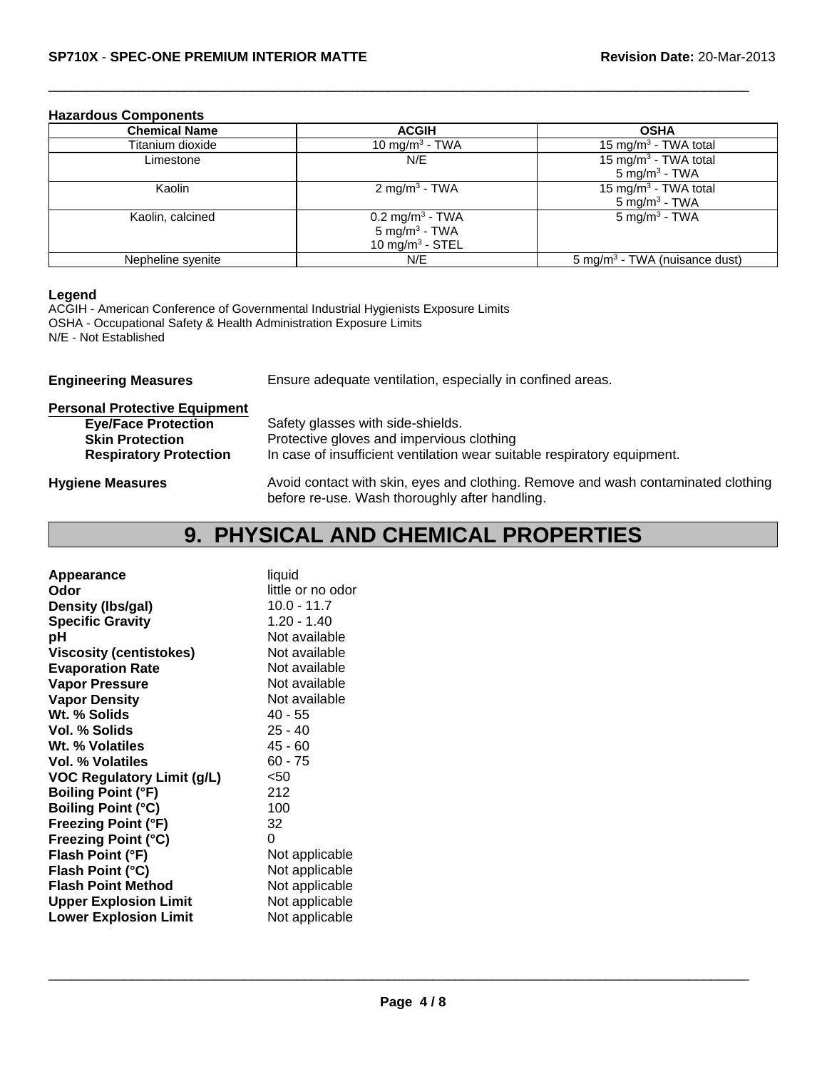**Hazardous Components**

| Chemical Name | ACGIH | OSHA |
|---|---|---|
| Titanium dioxide | 10 mg/m$^3$ - TWA | 15 mg/m$^3$ - TWA total |
| Limestone | N/E | 15 mg/m$^3$ - TWA total<br>5 mg/m$^3$ - TWA |
| Kaolin | 2 mg/m$^3$ - TWA | 15 mg/m$^3$ - TWA total<br>5 mg/m$^3$ - TWA |
| Kaolin, calcined | 0.2 mg/m$^3$ - TWA<br>5 mg/m$^3$ - TWA<br>10 mg/m$^3$ - STEL | 5 mg/m$^3$ - TWA |
| Nepheline syenite | N/E | 5 mg/m$^3$ - TWA (nuisance dust) |

**Legend**

ACGIH - American Conference of Governmental Industrial Hygienists Exposure Limits
OSHA - Occupational Safety & Health Administration Exposure Limits
N/E - Not Established

**Engineering Measures** Ensure adequate ventilation, especially in confined areas.

**Personal Protective Equipment**

- **Eye/Face Protection** Safety glasses with side-shields.
- **Skin Protection** Protective gloves and impervious clothing
- **Respiratory Protection** In case of insufficient ventilation wear suitable respiratory equipment.

**Hygiene Measures** Avoid contact with skin, eyes and clothing. Remove and wash contaminated clothing before re-use. Wash thoroughly after handling.

# 9. PHYSICAL AND CHEMICAL PROPERTIES

| | |
|---|---|
| **Appearance** | liquid |
| **Odor** | little or no odor |
| **Density (lbs/gal)** | 10.0 - 11.7 |
| **Specific Gravity** | 1.20 - 1.40 |
| **pH** | Not available |
| **Viscosity (centistokes)** | Not available |
| **Evaporation Rate** | Not available |
| **Vapor Pressure** | Not available |
| **Vapor Density** | Not available |
| **Wt. % Solids** | 40 - 55 |
| **Vol. % Solids** | 25 - 40 |
| **Wt. % Volatiles** | 45 - 60 |
| **Vol. % Volatiles** | 60 - 75 |
| **VOC Regulatory Limit (g/L)** | <50 |
| **Boiling Point (°F)** | 212 |
| **Boiling Point (°C)** | 100 |
| **Freezing Point (°F)** | 32 |
| **Freezing Point (°C)** | 0 |
| **Flash Point (°F)** | Not applicable |
| **Flash Point (°C)** | Not applicable |
| **Flash Point Method** | Not applicable |
| **Upper Explosion Limit** | Not applicable |
| **Lower Explosion Limit** | Not applicable |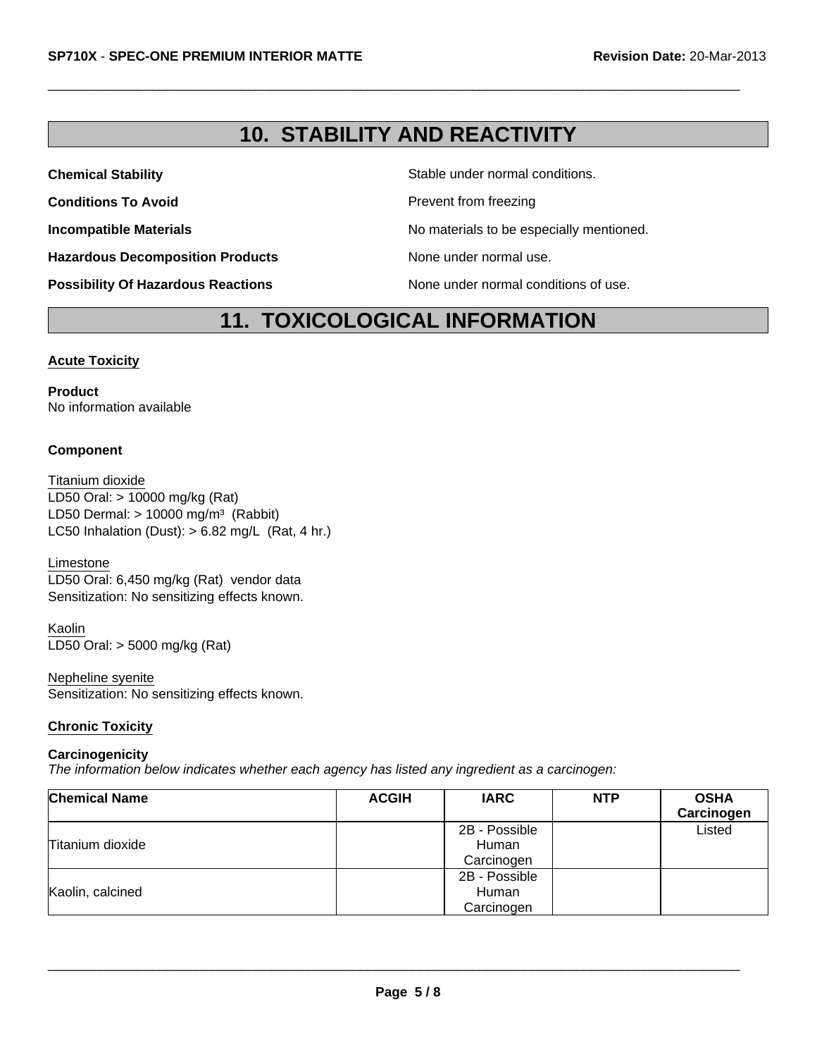## 10. STABILITY AND REACTIVITY

**Chemical Stability** Stable under normal conditions.

**Conditions To Avoid** Prevent from freezing

**Incompatible Materials** No materials to be especially mentioned.

**Hazardous Decomposition Products** None under normal use.

**Possibility Of Hazardous Reactions** None under normal conditions of use.

## 11. TOXICOLOGICAL INFORMATION

### Acute Toxicity

**Product**
No information available

**Component**

Titanium dioxide
LD50 Oral: > 10000 mg/kg (Rat)
LD50 Dermal: > 10000 mg/m³ (Rabbit)
LC50 Inhalation (Dust): > 6.82 mg/L (Rat, 4 hr.)

Limestone
LD50 Oral: 6,450 mg/kg (Rat) vendor data
Sensitization: No sensitizing effects known.

Kaolin
LD50 Oral: > 5000 mg/kg (Rat)

Nepheline syenite
Sensitization: No sensitizing effects known.

### Chronic Toxicity

**Carcinogenicity**
*The information below indicates whether each agency has listed any ingredient as a carcinogen:*

| Chemical Name | ACGIH | IARC | NTP | OSHA Carcinogen |
|---|---|---|---|---|
| Titanium dioxide | | 2B - Possible Human Carcinogen | | Listed |
| Kaolin, calcined | | 2B - Possible Human Carcinogen | | |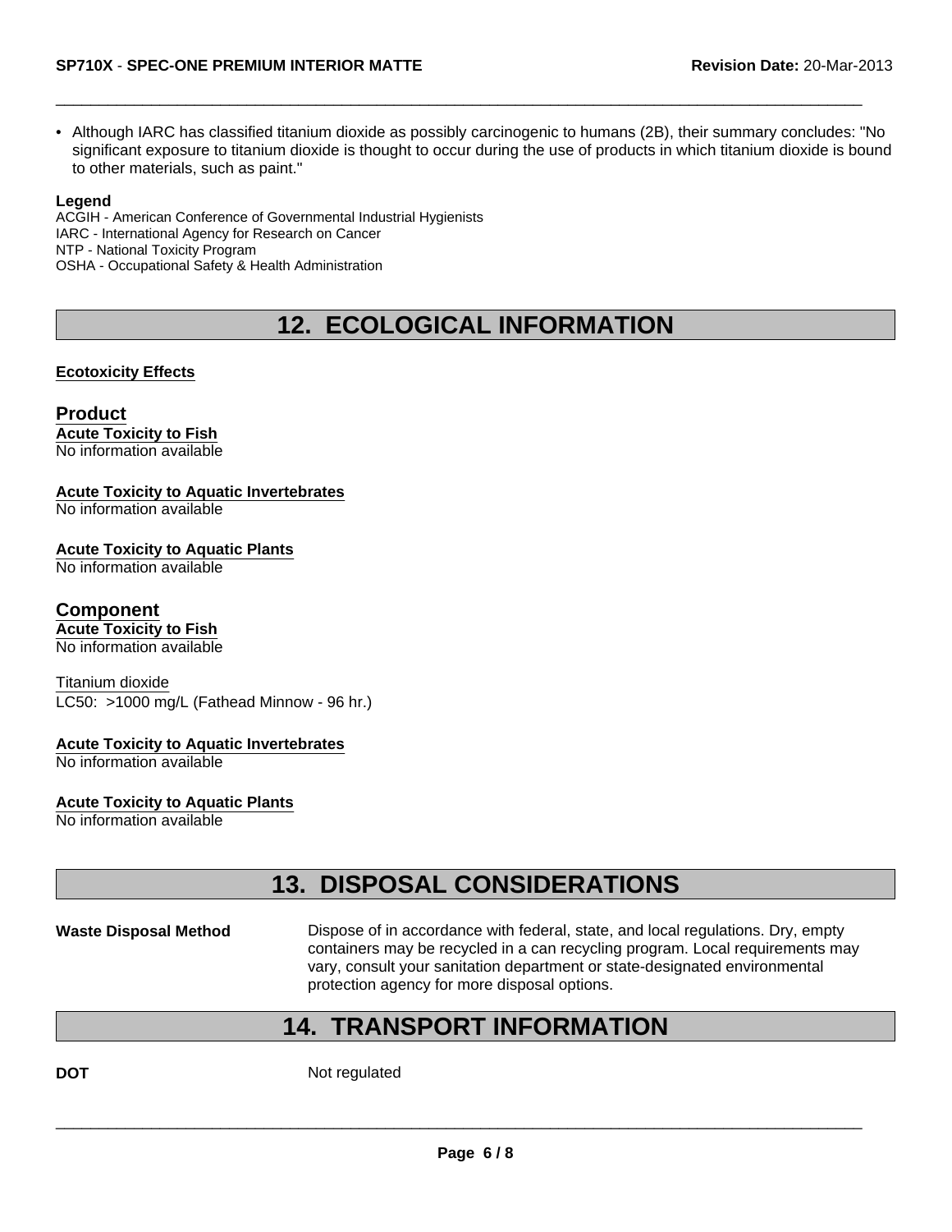- Although IARC has classified titanium dioxide as possibly carcinogenic to humans (2B), their summary concludes: "No significant exposure to titanium dioxide is thought to occur during the use of products in which titanium dioxide is bound to other materials, such as paint."

**Legend**

ACGIH - American Conference of Governmental Industrial Hygienists
IARC - International Agency for Research on Cancer
NTP - National Toxicity Program
OSHA - Occupational Safety & Health Administration

# 12. ECOLOGICAL INFORMATION

**Ecotoxicity Effects**

## Product

**Acute Toxicity to Fish**
No information available

**Acute Toxicity to Aquatic Invertebrates**
No information available

**Acute Toxicity to Aquatic Plants**
No information available

## Component

**Acute Toxicity to Fish**
No information available

Titanium dioxide
LC50: >1000 mg/L (Fathead Minnow - 96 hr.)

**Acute Toxicity to Aquatic Invertebrates**
No information available

**Acute Toxicity to Aquatic Plants**
No information available

# 13. DISPOSAL CONSIDERATIONS

**Waste Disposal Method** Dispose of in accordance with federal, state, and local regulations. Dry, empty containers may be recycled in a can recycling program. Local requirements may vary, consult your sanitation department or state-designated environmental protection agency for more disposal options.

# 14. TRANSPORT INFORMATION

**DOT** Not regulated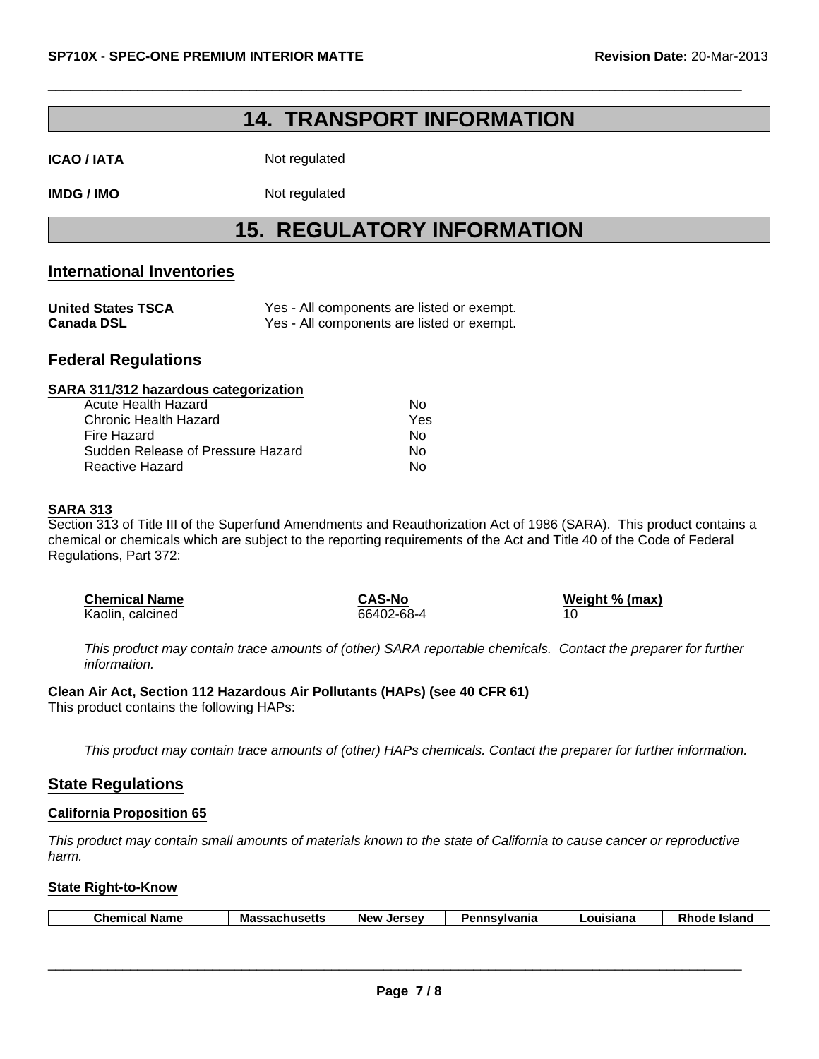# 14. TRANSPORT INFORMATION

**ICAO / IATA** Not regulated

**IMDG / IMO** Not regulated

# 15. REGULATORY INFORMATION

## International Inventories

**United States TSCA** Yes - All components are listed or exempt.
**Canada DSL** Yes - All components are listed or exempt.

## Federal Regulations

### SARA 311/312 hazardous categorization

| | |
|---|---|
| Acute Health Hazard | No |
| Chronic Health Hazard | Yes |
| Fire Hazard | No |
| Sudden Release of Pressure Hazard | No |
| Reactive Hazard | No |

### SARA 313

Section 313 of Title III of the Superfund Amendments and Reauthorization Act of 1986 (SARA). This product contains a chemical or chemicals which are subject to the reporting requirements of the Act and Title 40 of the Code of Federal Regulations, Part 372:

| Chemical Name | CAS-No | Weight % (max) |
|---|---|---|
| Kaolin, calcined | 66402-68-4 | 10 |

*This product may contain trace amounts of (other) SARA reportable chemicals. Contact the preparer for further information.*

### Clean Air Act, Section 112 Hazardous Air Pollutants (HAPs) (see 40 CFR 61)

This product contains the following HAPs:

*This product may contain trace amounts of (other) HAPs chemicals. Contact the preparer for further information.*

## State Regulations

### California Proposition 65

*This product may contain small amounts of materials known to the state of California to cause cancer or reproductive harm.*

### State Right-to-Know

| Chemical Name | Massachusetts | New Jersey | Pennsylvania | Louisiana | Rhode Island |
|---|---|---|---|---|---|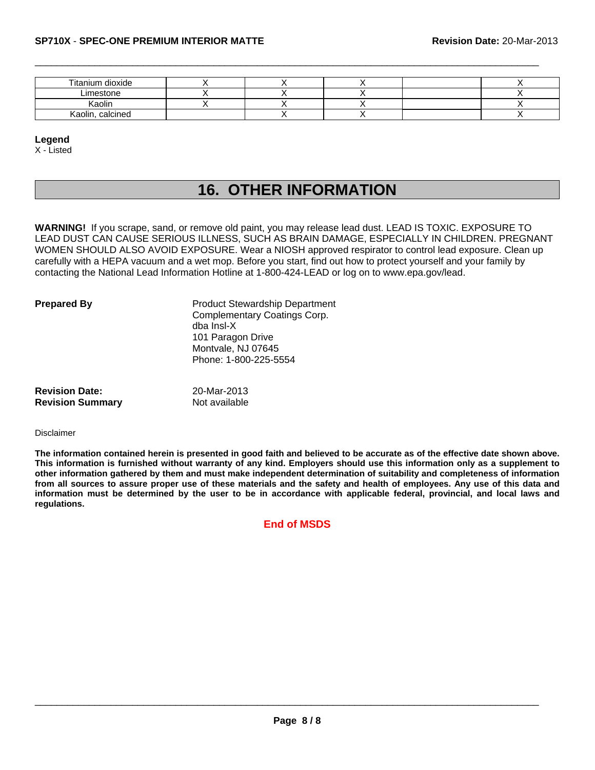| | | | | | |
|---|---|---|---|---|---|
| Titanium dioxide | X | X | X | | X |
| Limestone | X | X | X | | X |
| Kaolin | X | X | X | | X |
| Kaolin, calcined | | X | X | | X |

**Legend**
X - Listed

# 16. OTHER INFORMATION

**WARNING!** If you scrape, sand, or remove old paint, you may release lead dust. LEAD IS TOXIC. EXPOSURE TO LEAD DUST CAN CAUSE SERIOUS ILLNESS, SUCH AS BRAIN DAMAGE, ESPECIALLY IN CHILDREN. PREGNANT WOMEN SHOULD ALSO AVOID EXPOSURE. Wear a NIOSH approved respirator to control lead exposure. Clean up carefully with a HEPA vacuum and a wet mop. Before you start, find out how to protect yourself and your family by contacting the National Lead Information Hotline at 1-800-424-LEAD or log on to www.epa.gov/lead.

**Prepared By**

Product Stewardship Department
Complementary Coatings Corp.
dba Insl-X
101 Paragon Drive
Montvale, NJ 07645
Phone: 1-800-225-5554

**Revision Date:** 20-Mar-2013
**Revision Summary** Not available

Disclaimer

**The information contained herein is presented in good faith and believed to be accurate as of the effective date shown above. This information is furnished without warranty of any kind. Employers should use this information only as a supplement to other information gathered by them and must make independent determination of suitability and completeness of information from all sources to assure proper use of these materials and the safety and health of employees. Any use of this data and information must be determined by the user to be in accordance with applicable federal, provincial, and local laws and regulations.**

**End of MSDS**